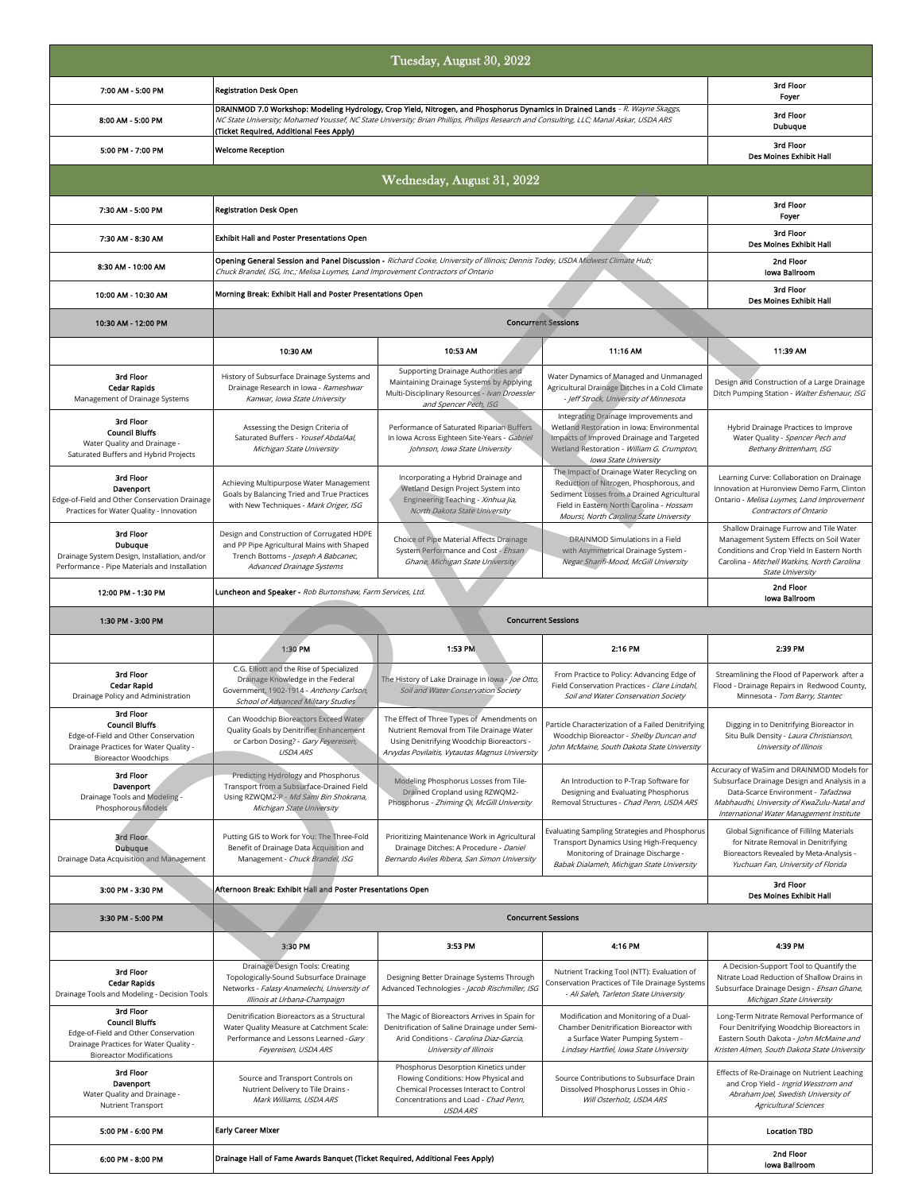## Tuesday, August 30, 2022

| Time | Event | Location |
| --- | --- | --- |
| 7:00 AM - 5:00 PM | **Registration Desk Open** | **3rd Floor Foyer** |
| 8:00 AM - 5:00 PM | **DRAINMOD 7.0 Workshop: Modeling Hydrology, Crop Yield, Nitrogen, and Phosphorus Dynamics in Drained Lands** - *R. Wayne Skaggs, NC State University; Mohamed Youssef, NC State University; Brian Phillips, Phillips Research and Consulting, LLC; Manal Askar, USDA ARS* **(Ticket Required, Additional Fees Apply)** | **3rd Floor Dubuque** |
| 5:00 PM - 7:00 PM | **Welcome Reception** | **3rd Floor Des Moines Exhibit Hall** |

## Wednesday, August 31, 2022

| Time | Event | Location |
| --- | --- | --- |
| 7:30 AM - 5:00 PM | **Registration Desk Open** | **3rd Floor Foyer** |
| 7:30 AM - 8:30 AM | **Exhibit Hall and Poster Presentations Open** | **3rd Floor Des Moines Exhibit Hall** |
| 8:30 AM - 10:00 AM | **Opening General Session and Panel Discussion** - *Richard Cooke, University of Illinois; Dennis Todey, USDA Midwest Climate Hub; Chuck Brandel, ISG, Inc.; Melisa Luymes, Land Improvement Contractors of Ontario* | **2nd Floor Iowa Ballroom** |
| 10:00 AM - 10:30 AM | **Morning Break: Exhibit Hall and Poster Presentations Open** | **3rd Floor Des Moines Exhibit Hall** |

### 10:30 AM - 12:00 PM — Concurrent Sessions

| Session | 10:30 AM | 10:53 AM | 11:16 AM | 11:39 AM |
| --- | --- | --- | --- | --- |
| **3rd Floor Cedar Rapids** Management of Drainage Systems | History of Subsurface Drainage Systems and Drainage Research in Iowa - *Rameshwar Kanwar, Iowa State University* | Supporting Drainage Authorities and Maintaining Drainage Systems by Applying Multi-Disciplinary Resources - *Ivan Droessler and Spencer Pech, ISG* | Water Dynamics of Managed and Unmanaged Agricultural Drainage Ditches in a Cold Climate - *Jeff Strock, University of Minnesota* | Design and Construction of a Large Drainage Ditch Pumping Station - *Walter Eshenaur, ISG* |
| **3rd Floor Council Bluffs** Water Quality and Drainage - Saturated Buffers and Hybrid Projects | Assessing the Design Criteria of Saturated Buffers - *Yousef AbdalAal, Michigan State University* | Performance of Saturated Riparian Buffers In Iowa Across Eighteen Site-Years - *Gabriel Johnson, Iowa State University* | Integrating Drainage Improvements and Wetland Restoration in Iowa: Environmental Impacts of Improved Drainage and Targeted Wetland Restoration - *William G. Crumpton, Iowa State University* | Hybrid Drainage Practices to Improve Water Quality - *Spencer Pech and Bethany Brittenham, ISG* |
| **3rd Floor Davenport** Edge-of-Field and Other Conservation Drainage Practices for Water Quality - Innovation | Achieving Multipurpose Water Management Goals by Balancing Tried and True Practices with New Techniques - *Mark Origer, ISG* | Incorporating a Hybrid Drainage and Wetland Design Project System into Engineering Teaching - *Xinhua Jia, North Dakota State University* | The Impact of Drainage Water Recycling on Reduction of Nitrogen, Phosphorous, and Sediment Losses from a Drained Agricultural Field in Eastern North Carolina - *Hossam Moursi, North Carolina State University* | Learning Curve: Collaboration on Drainage Innovation at Huronview Demo Farm, Clinton Ontario - *Melisa Luymes, Land Improvement Contractors of Ontario* |
| **3rd Floor Dubuque** Drainage System Design, Installation, and/or Performance - Pipe Materials and Installation | Design and Construction of Corrugated HDPE and PP Pipe Agricultural Mains with Shaped Trench Bottoms - *Joseph A Babcanec, Advanced Drainage Systems* | Choice of Pipe Material Affects Drainage System Performance and Cost - *Ehsan Ghane, Michigan State University* | DRAINMOD Simulations in a Field with Asymmetrical Drainage System - *Negar Sharifi-Mood, McGill University* | Shallow Drainage Furrow and Tile Water Management System Effects on Soil Water Conditions and Crop Yield In Eastern North Carolina - *Mitchell Watkins, North Carolina State University* |

| Time | Event | Location |
| --- | --- | --- |
| 12:00 PM - 1:30 PM | **Luncheon and Speaker** - *Rob Burtonshaw, Farm Services, Ltd.* | **2nd Floor Iowa Ballroom** |

### 1:30 PM - 3:00 PM — Concurrent Sessions

| Session | 1:30 PM | 1:53 PM | 2:16 PM | 2:39 PM |
| --- | --- | --- | --- | --- |
| **3rd Floor Cedar Rapid** Drainage Policy and Administration | C.G. Elliott and the Rise of Specialized Drainage Knowledge in the Federal Government, 1902-1914 - *Anthony Carlson, School of Advanced Military Studies* | The History of Lake Drainage in Iowa - *Joe Otto, Soil and Water Conservation Society* | From Practice to Policy: Advancing Edge of Field Conservation Practices - *Clare Lindahl, Soil and Water Conservation Society* | Streamlining the Flood of Paperwork after a Flood - Drainage Repairs in Redwood County, Minnesota - *Tom Barry, Stantec* |
| **3rd Floor Council Bluffs** Edge-of-Field and Other Conservation Drainage Practices for Water Quality - Bioreactor Woodchips | Can Woodchip Bioreactors Exceed Water Quality Goals by Denitrifier Enhancement or Carbon Dosing? - *Gary Feyereisen, USDA ARS* | The Effect of Three Types of Amendments on Nutrient Removal from Tile Drainage Water Using Denitrifying Woodchip Bioreactors - *Arvydas Povilaitis, Vytautas Magnus University* | Particle Characterization of a Failed Denitrifying Woodchip Bioreactor - *Shelby Duncan and John McMaine, South Dakota State University* | Digging in to Denitrifying Bioreactor in Situ Bulk Density - *Laura Christianson, University of Illinois* |
| **3rd Floor Davenport** Drainage Tools and Modeling - Phosphorous Models | Predicting Hydrology and Phosphorus Transport from a Subsurface-Drained Field Using RZWQM2-P - *Md Sami Bin Shokrana, Michigan State University* | Modeling Phosphorus Losses from Tile-Drained Cropland using RZWQM2-Phosphorus - *Zhiming Qi, McGill University* | An Introduction to P-Trap Software for Designing and Evaluating Phosphorus Removal Structures - *Chad Penn, USDA ARS* | Accuracy of WaSim and DRAINMOD Models for Subsurface Drainage Design and Analysis in a Data-Scarce Environment - *Tafadzwa Mabhaudhi, University of KwaZulu-Natal and International Water Management Institute* |
| **3rd Floor Dubuque** Drainage Data Acquisition and Management | Putting GIS to Work for You: The Three-Fold Benefit of Drainage Data Acquisition and Management - *Chuck Brandel, ISG* | Prioritizing Maintenance Work in Agricultural Drainage Ditches: A Procedure - *Daniel Bernardo Aviles Ribera, San Simon University* | Evaluating Sampling Strategies and Phosphorus Transport Dynamics Using High-Frequency Monitoring of Drainage Discharge - *Babak Dialameh, Michigan State University* | Global Significance of Filling Materials for Nitrate Removal in Denitrifying Bioreactors Revealed by Meta-Analysis - *Yuchuan Fan, University of Florida* |

| Time | Event | Location |
| --- | --- | --- |
| 3:00 PM - 3:30 PM | **Afternoon Break: Exhibit Hall and Poster Presentations Open** | **3rd Floor Des Moines Exhibit Hall** |

### 3:30 PM - 5:00 PM — Concurrent Sessions

| Session | 3:30 PM | 3:53 PM | 4:16 PM | 4:39 PM |
| --- | --- | --- | --- | --- |
| **3rd Floor Cedar Rapids** Drainage Tools and Modeling - Decision Tools | Drainage Design Tools: Creating Topologically-Sound Subsurface Drainage Networks - *Falasy Anamelechi, University of Illinois at Urbana-Champaign* | Designing Better Drainage Systems Through Advanced Technologies - *Jacob Rischmiller, ISG* | Nutrient Tracking Tool (NTT): Evaluation of Conservation Practices of Tile Drainage Systems - *Ali Saleh, Tarleton State University* | A Decision-Support Tool to Quantify the Nitrate Load Reduction of Shallow Drains in Subsurface Drainage Design - *Ehsan Ghane, Michigan State University* |
| **3rd Floor Council Bluffs** Edge-of-Field and Other Conservation Drainage Practices for Water Quality - Bioreactor Modifications | Denitrification Bioreactors as a Structural Water Quality Measure at Catchment Scale: Performance and Lessons Learned - *Gary Feyereisen, USDA ARS* | The Magic of Bioreactors Arrives in Spain for Denitrification of Saline Drainage under Semi-Arid Conditions - *Carolina Diaz-Garcia, University of Illinois* | Modification and Monitoring of a Dual-Chamber Denitrification Bioreactor with a Surface Water Pumping System - *Lindsey Hartfiel, Iowa State University* | Long-Term Nitrate Removal Performance of Four Denitrifying Woodchip Bioreactors in Eastern South Dakota - *John McMaine and Kristen Almen, South Dakota State University* |
| **3rd Floor Davenport** Water Quality and Drainage - Nutrient Transport | Source and Transport Controls on Nutrient Delivery to Tile Drains - *Mark Williams, USDA ARS* | Phosphorus Desorption Kinetics under Flowing Conditions: How Physical and Chemical Processes Interact to Control Concentrations and Load - *Chad Penn, USDA ARS* | Source Contributions to Subsurface Drain Dissolved Phosphorus Losses in Ohio - *Will Osterholz, USDA ARS* | Effects of Re-Drainage on Nutrient Leaching and Crop Yield - *Ingrid Wesstrom and Abraham Joel, Swedish University of Agricultural Sciences* |

| Time | Event | Location |
| --- | --- | --- |
| 5:00 PM - 6:00 PM | **Early Career Mixer** | **Location TBD** |
| 6:00 PM - 8:00 PM | **Drainage Hall of Fame Awards Banquet (Ticket Required, Additional Fees Apply)** | **2nd Floor Iowa Ballroom** |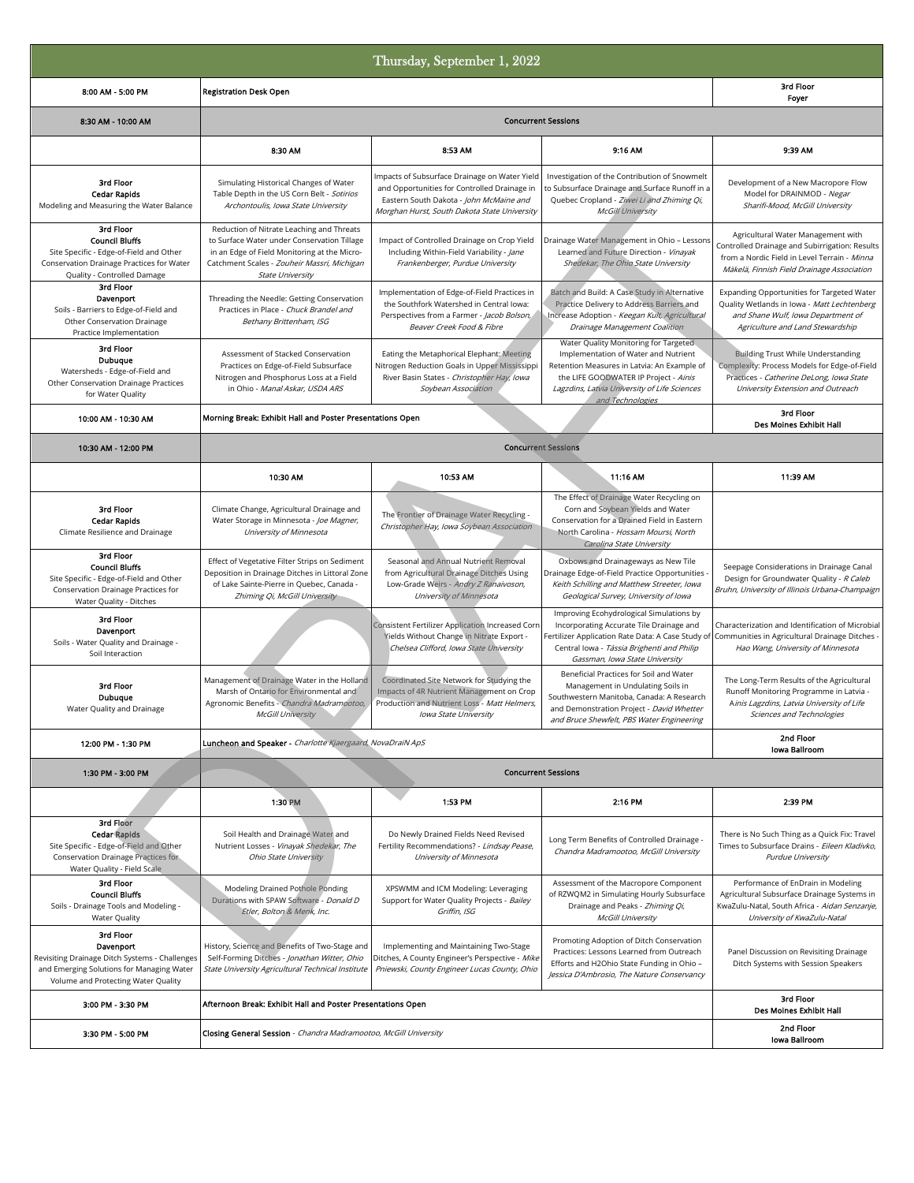# Thursday, September 1, 2022

| | | | | | |
|---|---|---|---|---|---|
| 8:00 AM - 5:00 PM | Registration Desk Open | | | | 3rd Floor Foyer |
| 8:30 AM - 10:00 AM | Concurrent Sessions | | | | |
| | 8:30 AM | 8:53 AM | 9:16 AM | 9:39 AM | |
| **3rd Floor Cedar Rapids** Modeling and Measuring the Water Balance | Simulating Historical Changes of Water Table Depth in the US Corn Belt - *Sotirios Archontoulis, Iowa State University* | Impacts of Subsurface Drainage on Water Yield and Opportunities for Controlled Drainage in Eastern South Dakota - *John McMaine and Morghan Hurst, South Dakota State University* | Investigation of the Contribution of Snowmelt to Subsurface Drainage and Surface Runoff in a Quebec Cropland - *Ziwei Li and Zhiming Qi, McGill University* | Development of a New Macropore Flow Model for DRAINMOD - *Negar Sharifi-Mood, McGill University* | |
| **3rd Floor Council Bluffs** Site Specific - Edge-of-Field and Other Conservation Drainage Practices for Water Quality - Controlled Damage | Reduction of Nitrate Leaching and Threats to Surface Water under Conservation Tillage in an Edge of Field Monitoring at the Micro-Catchment Scales - *Zouheir Massri, Michigan State University* | Impact of Controlled Drainage on Crop Yield Including Within-Field Variability - *Jane Frankenberger, Purdue University* | Drainage Water Management in Ohio – Lessons Learned and Future Direction - *Vinayak Shedekar, The Ohio State University* | Agricultural Water Management with Controlled Drainage and Subirrigation: Results from a Nordic Field in Level Terrain - *Minna Mäkelä, Finnish Field Drainage Association* | |
| **3rd Floor Davenport** Soils - Barriers to Edge-of-Field and Other Conservation Drainage Practice Implementation | Threading the Needle: Getting Conservation Practices in Place - *Chuck Brandel and Bethany Brittenham, ISG* | Implementation of Edge-of-Field Practices in the Southfork Watershed in Central Iowa: Perspectives from a Farmer - *Jacob Bolson, Beaver Creek Food & Fibre* | Batch and Build: A Case Study in Alternative Practice Delivery to Address Barriers and Increase Adoption - *Keegan Kult, Agricultural Drainage Management Coalition* | Expanding Opportunities for Targeted Water Quality Wetlands in Iowa - *Matt Lechtenberg and Shane Wulf, Iowa Department of Agriculture and Land Stewardship* | |
| **3rd Floor Dubuque** Watersheds - Edge-of-Field and Other Conservation Drainage Practices for Water Quality | Assessment of Stacked Conservation Practices on Edge-of-Field Subsurface Nitrogen and Phosphorus Loss at a Field in Ohio - *Manal Askar, USDA ARS* | Eating the Metaphorical Elephant: Meeting Nitrogen Reduction Goals in Upper Mississippi River Basin States - *Christopher Hay, Iowa Soybean Association* | Water Quality Monitoring for Targeted Implementation of Water and Nutrient Retention Measures in Latvia: An Example of the LIFE GOODWATER IP Project - *Ainis Lagzdins, Latvia University of Life Sciences and Technologies* | Building Trust While Understanding Complexity: Process Models for Edge-of-Field Practices - *Catherine DeLong, Iowa State University Extension and Outreach* | |
| 10:00 AM - 10:30 AM | Morning Break: Exhibit Hall and Poster Presentations Open | | | | 3rd Floor Des Moines Exhibit Hall |
| 10:30 AM - 12:00 PM | Concurrent Sessions | | | | |
| | 10:30 AM | 10:53 AM | 11:16 AM | 11:39 AM | |
| **3rd Floor Cedar Rapids** Climate Resilience and Drainage | Climate Change, Agricultural Drainage and Water Storage in Minnesota - *Joe Magner, University of Minnesota* | The Frontier of Drainage Water Recycling - *Christopher Hay, Iowa Soybean Association* | The Effect of Drainage Water Recycling on Corn and Soybean Yields and Water Conservation for a Drained Field in Eastern North Carolina - *Hossam Moursi, North Carolina State University* | | |
| **3rd Floor Council Bluffs** Site Specific - Edge-of-Field and Other Conservation Drainage Practices for Water Quality - Ditches | Effect of Vegetative Filter Strips on Sediment Deposition in Drainage Ditches in Littoral Zone of Lake Sainte-Pierre in Quebec, Canada - *Zhiming Qi, McGill University* | Seasonal and Annual Nutrient Removal from Agricultural Drainage Ditches Using Low-Grade Weirs - *Andry Z Ranaivoson, University of Minnesota* | Oxbows and Drainageways as New Tile Drainage Edge-of-Field Practice Opportunities - *Keith Schilling and Matthew Streeter, Iowa Geological Survey, University of Iowa* | Seepage Considerations in Drainage Canal Design for Groundwater Quality - *R Caleb Bruhn, University of Illinois Urbana-Champaign* | |
| **3rd Floor Davenport** Soils - Water Quality and Drainage - Soil Interaction | | Consistent Fertilizer Application Increased Corn Yields Without Change in Nitrate Export - *Chelsea Clifford, Iowa State University* | Improving Ecohydrological Simulations by Incorporating Accurate Tile Drainage and Fertilizer Application Rate Data: A Case Study of Central Iowa - *Tássia Brighenti and Philip Gassman, Iowa State University* | Characterization and Identification of Microbial Communities in Agricultural Drainage Ditches - *Hao Wang, University of Minnesota* | |
| **3rd Floor Dubuque** Water Quality and Drainage | Management of Drainage Water in the Holland Marsh of Ontario for Environmental and Agronomic Benefits - *Chandra Madramootoo, McGill University* | Coordinated Site Network for Studying the Impacts of 4R Nutrient Management on Crop Production and Nutrient Loss - *Matt Helmers, Iowa State University* | Beneficial Practices for Soil and Water Management in Undulating Soils in Southwestern Manitoba, Canada: A Research and Demonstration Project - *David Whetter and Bruce Shewfelt, PBS Water Engineering* | The Long-Term Results of the Agricultural Runoff Monitoring Programme in Latvia - *Ainis Lagzdins, Latvia University of Life Sciences and Technologies* | |
| 12:00 PM - 1:30 PM | Luncheon and Speaker - *Charlotte Kjaergaard, NovaDraiN ApS* | | | | 2nd Floor Iowa Ballroom |
| 1:30 PM - 3:00 PM | Concurrent Sessions | | | | |
| | 1:30 PM | 1:53 PM | 2:16 PM | 2:39 PM | |
| **3rd Floor Cedar Rapids** Site Specific - Edge-of-Field and Other Conservation Drainage Practices for Water Quality - Field Scale | Soil Health and Drainage Water and Nutrient Losses - *Vinayak Shedekar, The Ohio State University* | Do Newly Drained Fields Need Revised Fertility Recommendations? - *Lindsay Pease, University of Minnesota* | Long Term Benefits of Controlled Drainage - *Chandra Madramootoo, McGill University* | There is No Such Thing as a Quick Fix: Travel Times to Subsurface Drains - *Eileen Kladivko, Purdue University* | |
| **3rd Floor Council Bluffs** Soils - Drainage Tools and Modeling - Water Quality | Modeling Drained Pothole Ponding Durations with SPAW Software - *Donald D Etler, Bolton & Menk, Inc.* | XPSWMM and ICM Modeling: Leveraging Support for Water Quality Projects - *Bailey Griffin, ISG* | Assessment of the Macropore Component of RZWQM2 in Simulating Hourly Subsurface Drainage and Peaks - *Zhiming Qi, McGill University* | Performance of EnDrain in Modeling Agricultural Subsurface Drainage Systems in KwaZulu-Natal, South Africa - *Aidan Senzanje, University of KwaZulu-Natal* | |
| **3rd Floor Davenport** Revisiting Drainage Ditch Systems - Challenges and Emerging Solutions for Managing Water Volume and Protecting Water Quality | History, Science and Benefits of Two-Stage and Self-Forming Ditches - *Jonathan Witter, Ohio State University Agricultural Technical Institute* | Implementing and Maintaining Two-Stage Ditches, A County Engineer's Perspective - *Mike Pniewski, County Engineer Lucas County, Ohio* | Promoting Adoption of Ditch Conservation Practices: Lessons Learned from Outreach Efforts and H2Ohio State Funding in Ohio – *Jessica D'Ambrosio, The Nature Conservancy* | Panel Discussion on Revisiting Drainage Ditch Systems with Session Speakers | |
| 3:00 PM - 3:30 PM | Afternoon Break: Exhibit Hall and Poster Presentations Open | | | | 3rd Floor Des Moines Exhibit Hall |
| 3:30 PM - 5:00 PM | Closing General Session - *Chandra Madramootoo, McGill University* | | | | 2nd Floor Iowa Ballroom |

DRAFT